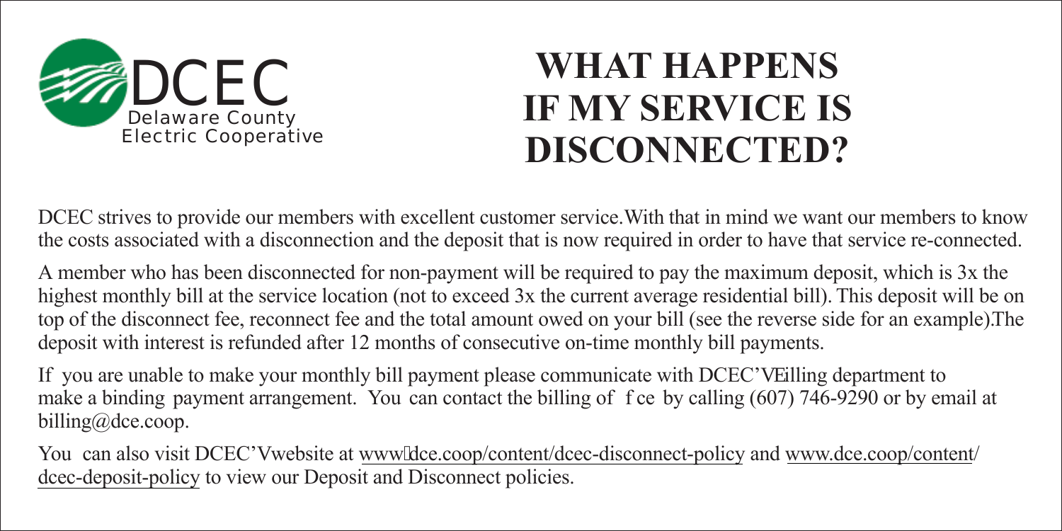DCEC
Delaware County Electric Cooperative

# WHAT HAPPENS IF MY SERVICE IS DISCONNECTED?

DCEC strives to provide our members with excellent customer service. With that in mind we want our members to know the costs associated with a disconnection and the deposit that is now required in order to have that service re-connected.

A member who has been disconnected for non-payment will be required to pay the maximum deposit, which is 3x the highest monthly bill at the service location (not to exceed 3x the current average residential bill). This deposit will be on top of the disconnect fee, reconnect fee and the total amount owed on your bill (see the reverse side for an example). The deposit with interest is refunded after 12 months of consecutive on-time monthly bill payments.

If you are unable to make your monthly bill payment please communicate with DCEC's billing department to make a binding payment arrangement. You can contact the billing office by calling (607) 746-9290 or by email at billing@dce.coop.

You can also visit DCEC's website at www.dce.coop/content/dcec-disconnect-policy and www.dce.coop/content/dcec-deposit-policy to view our Deposit and Disconnect policies.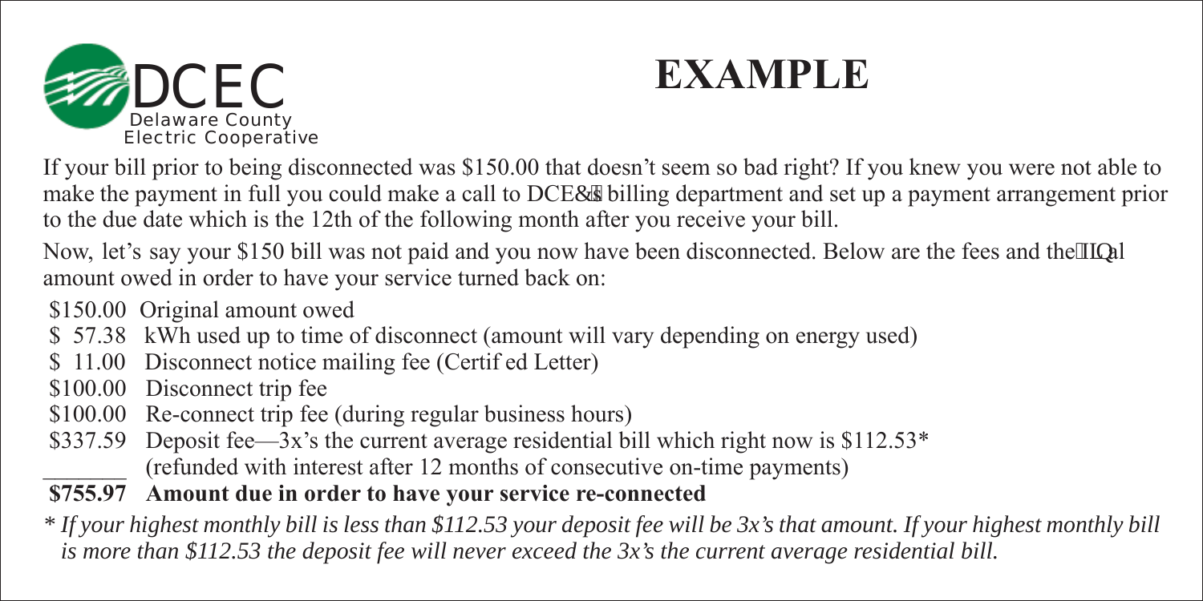DCEC

Delaware County Electric Cooperative

# EXAMPLE

If your bill prior to being disconnected was $150.00 that doesn't seem so bad right? If you knew you were not able to make the payment in full you could make a call to DCEC's billing department and set up a payment arrangement prior to the due date which is the 12th of the following month after you receive your bill.

Now, let's say your $150 bill was not paid and you now have been disconnected. Below are the fees and the final amount owed in order to have your service turned back on:

| | |
|---|---|
| $150.00 | Original amount owed |
| $ 57.38 | kWh used up to time of disconnect (amount will vary depending on energy used) |
| $ 11.00 | Disconnect notice mailing fee (Certified Letter) |
| $100.00 | Disconnect trip fee |
| $100.00 | Re-connect trip fee (during regular business hours) |
| $337.59 | Deposit fee—3x's the current average residential bill which right now is $112.53* (refunded with interest after 12 months of consecutive on-time payments) |
| **$755.97** | **Amount due in order to have your service re-connected** |

*\* If your highest monthly bill is less than $112.53 your deposit fee will be 3x's that amount. If your highest monthly bill is more than $112.53 the deposit fee will never exceed the 3x's the current average residential bill.*